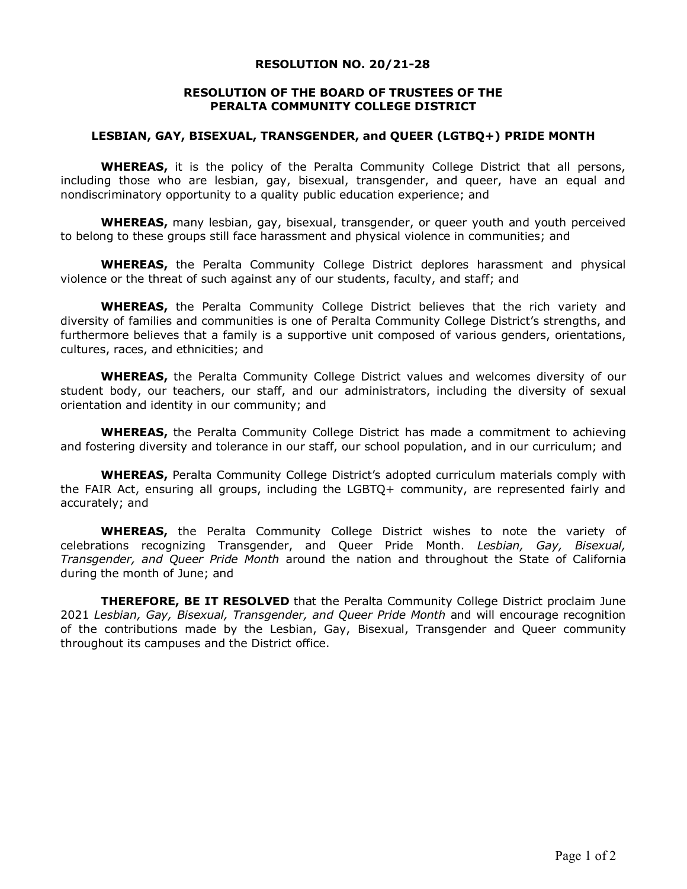**RESOLUTION NO. 20/21-28**

**RESOLUTION OF THE BOARD OF TRUSTEES OF THE PERALTA COMMUNITY COLLEGE DISTRICT**

**LESBIAN, GAY, BISEXUAL, TRANSGENDER, and QUEER (LGTBQ+) PRIDE MONTH**

**WHEREAS,** it is the policy of the Peralta Community College District that all persons, including those who are lesbian, gay, bisexual, transgender, and queer, have an equal and nondiscriminatory opportunity to a quality public education experience; and

**WHEREAS,** many lesbian, gay, bisexual, transgender, or queer youth and youth perceived to belong to these groups still face harassment and physical violence in communities; and

**WHEREAS,** the Peralta Community College District deplores harassment and physical violence or the threat of such against any of our students, faculty, and staff; and

**WHEREAS,** the Peralta Community College District believes that the rich variety and diversity of families and communities is one of Peralta Community College District's strengths, and furthermore believes that a family is a supportive unit composed of various genders, orientations, cultures, races, and ethnicities; and

**WHEREAS,** the Peralta Community College District values and welcomes diversity of our student body, our teachers, our staff, and our administrators, including the diversity of sexual orientation and identity in our community; and

**WHEREAS,** the Peralta Community College District has made a commitment to achieving and fostering diversity and tolerance in our staff, our school population, and in our curriculum; and

**WHEREAS,** Peralta Community College District's adopted curriculum materials comply with the FAIR Act, ensuring all groups, including the LGBTQ+ community, are represented fairly and accurately; and

**WHEREAS,** the Peralta Community College District wishes to note the variety of celebrations recognizing Transgender, and Queer Pride Month. *Lesbian, Gay, Bisexual, Transgender, and Queer Pride Month* around the nation and throughout the State of California during the month of June; and

**THEREFORE, BE IT RESOLVED** that the Peralta Community College District proclaim June 2021 *Lesbian, Gay, Bisexual, Transgender, and Queer Pride Month* and will encourage recognition of the contributions made by the Lesbian, Gay, Bisexual, Transgender and Queer community throughout its campuses and the District office.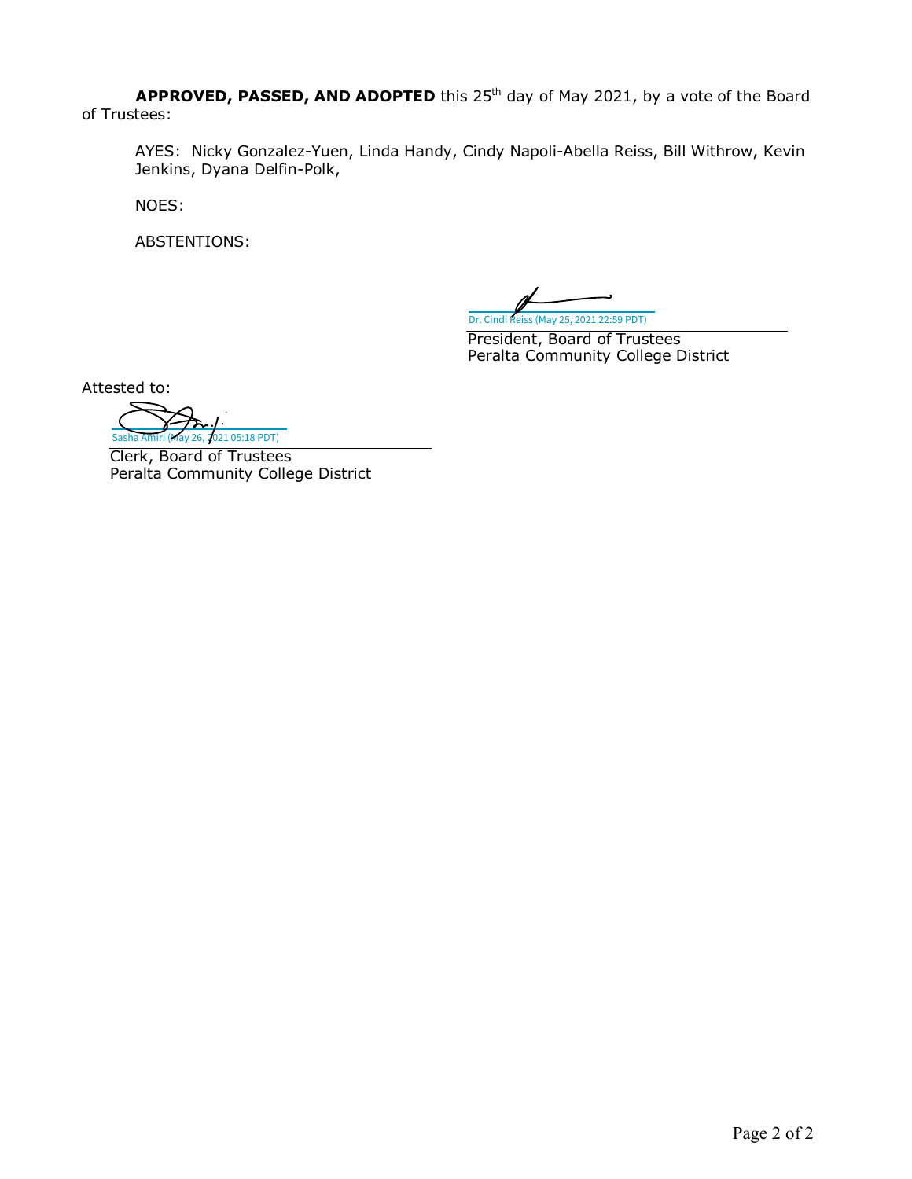**APPROVED, PASSED, AND ADOPTED** this 25th day of May 2021, by a vote of the Board of Trustees:

AYES: Nicky Gonzalez-Yuen, Linda Handy, Cindy Napoli-Abella Reiss, Bill Withrow, Kevin Jenkins, Dyana Delfin-Polk,

NOES:

ABSTENTIONS:

Dr. Cindi Reiss (May 25, 2021 22:59 PDT)

President, Board of Trustees
Peralta Community College District

Attested to:

Sasha Amiri (May 26, 2021 05:18 PDT)

Clerk, Board of Trustees
Peralta Community College District